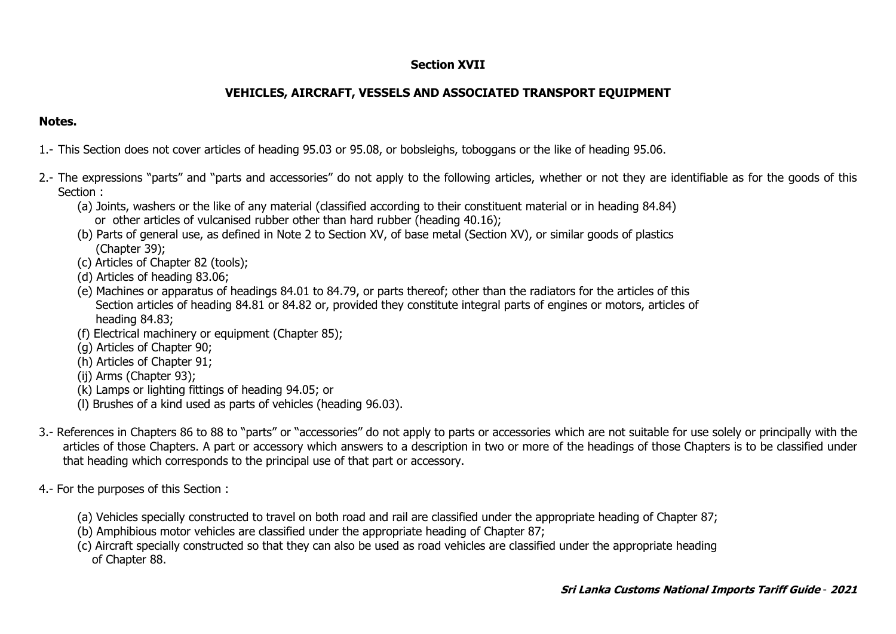# Section XVII

## VEHICLES, AIRCRAFT, VESSELS AND ASSOCIATED TRANSPORT EQUIPMENT

**Notes.**

1.- This Section does not cover articles of heading 95.03 or 95.08, or bobsleighs, toboggans or the like of heading 95.06.

2.- The expressions "parts" and "parts and accessories" do not apply to the following articles, whether or not they are identifiable as for the goods of this Section :

(a) Joints, washers or the like of any material (classified according to their constituent material or in heading 84.84) or other articles of vulcanised rubber other than hard rubber (heading 40.16);
(b) Parts of general use, as defined in Note 2 to Section XV, of base metal (Section XV), or similar goods of plastics (Chapter 39);
(c) Articles of Chapter 82 (tools);
(d) Articles of heading 83.06;
(e) Machines or apparatus of headings 84.01 to 84.79, or parts thereof; other than the radiators for the articles of this Section articles of heading 84.81 or 84.82 or, provided they constitute integral parts of engines or motors, articles of heading 84.83;
(f) Electrical machinery or equipment (Chapter 85);
(g) Articles of Chapter 90;
(h) Articles of Chapter 91;
(ij) Arms (Chapter 93);
(k) Lamps or lighting fittings of heading 94.05; or
(l) Brushes of a kind used as parts of vehicles (heading 96.03).

3.- References in Chapters 86 to 88 to "parts" or "accessories" do not apply to parts or accessories which are not suitable for use solely or principally with the articles of those Chapters. A part or accessory which answers to a description in two or more of the headings of those Chapters is to be classified under that heading which corresponds to the principal use of that part or accessory.

4.- For the purposes of this Section :

(a) Vehicles specially constructed to travel on both road and rail are classified under the appropriate heading of Chapter 87;
(b) Amphibious motor vehicles are classified under the appropriate heading of Chapter 87;
(c) Aircraft specially constructed so that they can also be used as road vehicles are classified under the appropriate heading of Chapter 88.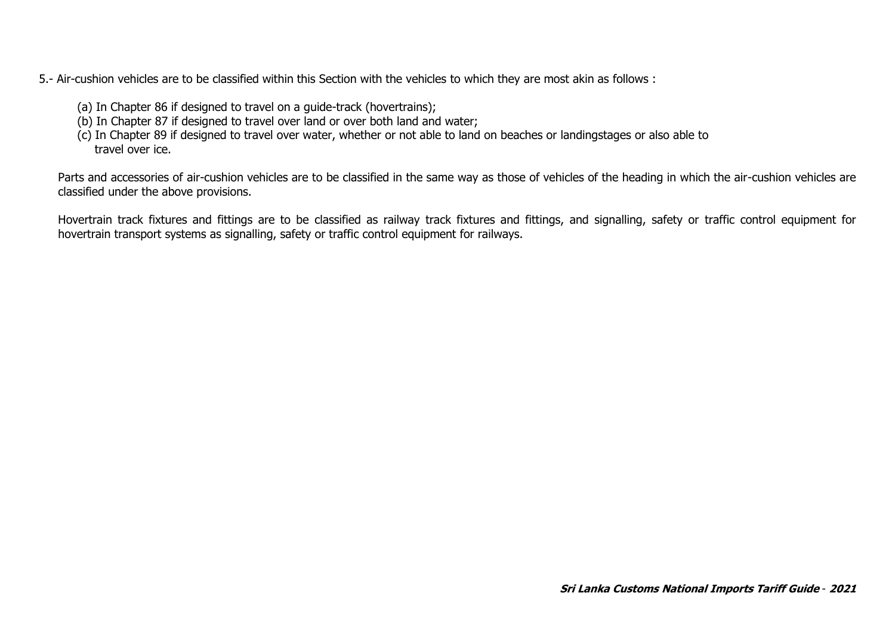5.- Air-cushion vehicles are to be classified within this Section with the vehicles to which they are most akin as follows :

(a) In Chapter 86 if designed to travel on a guide-track (hovertrains);
(b) In Chapter 87 if designed to travel over land or over both land and water;
(c) In Chapter 89 if designed to travel over water, whether or not able to land on beaches or landingstages or also able to travel over ice.

Parts and accessories of air-cushion vehicles are to be classified in the same way as those of vehicles of the heading in which the air-cushion vehicles are classified under the above provisions.

Hovertrain track fixtures and fittings are to be classified as railway track fixtures and fittings, and signalling, safety or traffic control equipment for hovertrain transport systems as signalling, safety or traffic control equipment for railways.